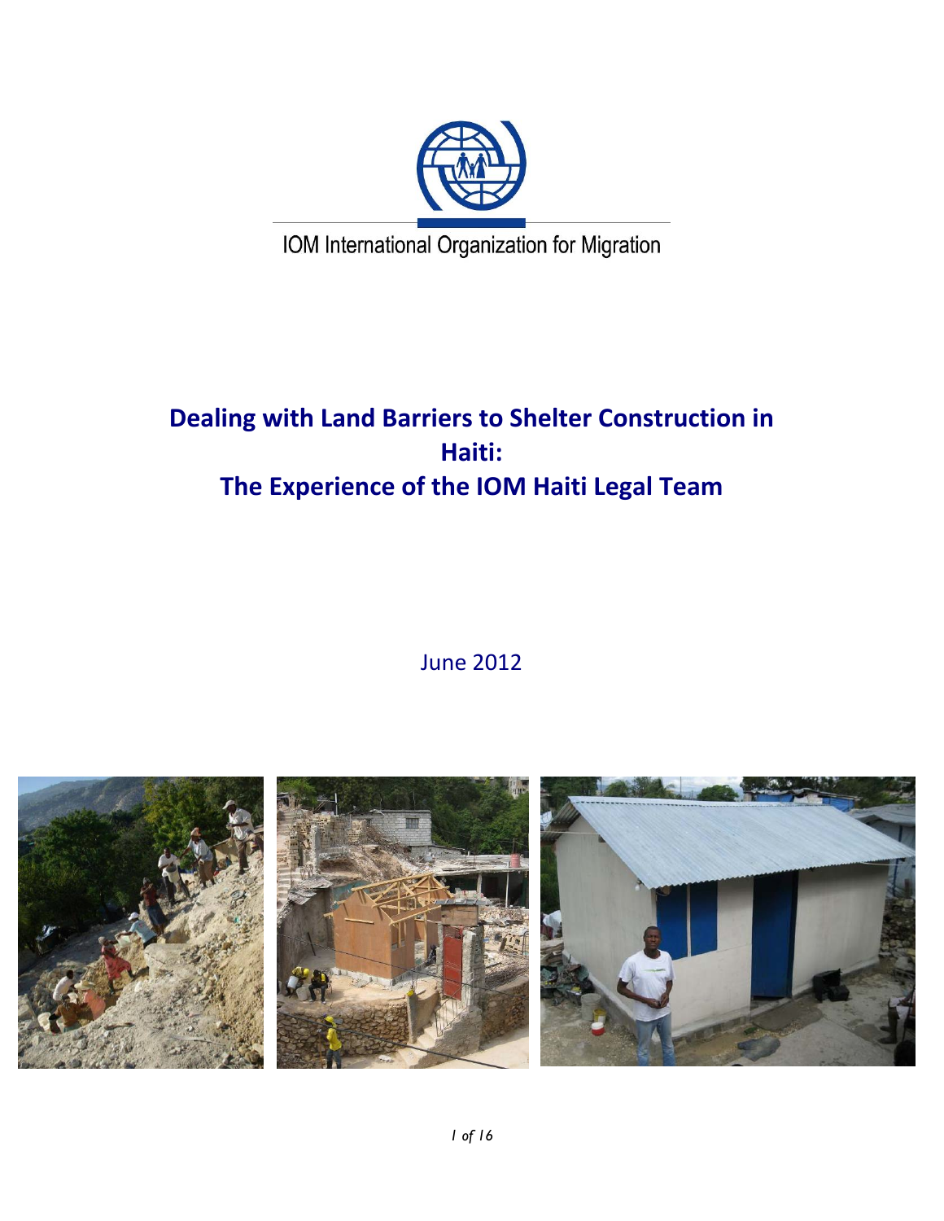IOM International Organization for Migration

# Dealing with Land Barriers to Shelter Construction in Haiti: The Experience of the IOM Haiti Legal Team

June 2012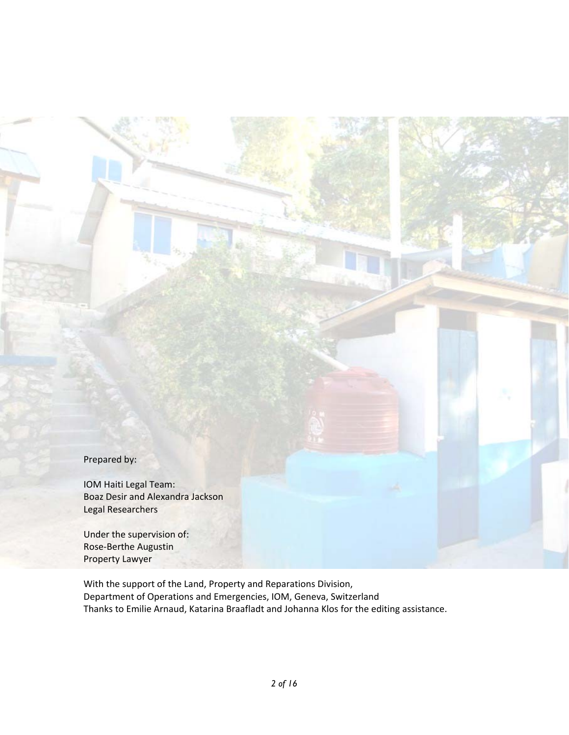Prepared by:

IOM Haiti Legal Team:
Boaz Desir and Alexandra Jackson
Legal Researchers

Under the supervision of:
Rose-Berthe Augustin
Property Lawyer

With the support of the Land, Property and Reparations Division,
Department of Operations and Emergencies, IOM, Geneva, Switzerland
Thanks to Emilie Arnaud, Katarina Braafladt and Johanna Klos for the editing assistance.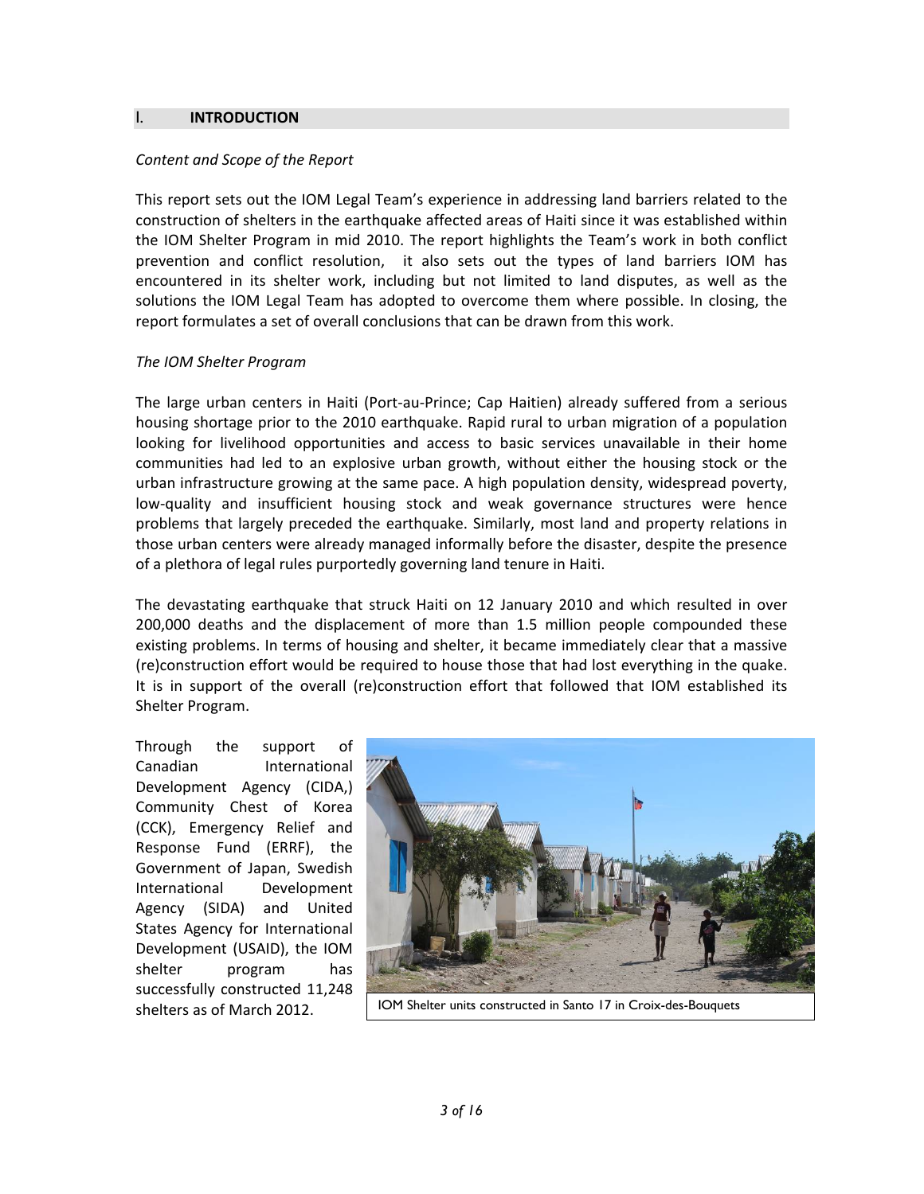# I. INTRODUCTION

*Content and Scope of the Report*

This report sets out the IOM Legal Team's experience in addressing land barriers related to the construction of shelters in the earthquake affected areas of Haiti since it was established within the IOM Shelter Program in mid 2010. The report highlights the Team's work in both conflict prevention and conflict resolution, it also sets out the types of land barriers IOM has encountered in its shelter work, including but not limited to land disputes, as well as the solutions the IOM Legal Team has adopted to overcome them where possible. In closing, the report formulates a set of overall conclusions that can be drawn from this work.

*The IOM Shelter Program*

The large urban centers in Haiti (Port-au-Prince; Cap Haitien) already suffered from a serious housing shortage prior to the 2010 earthquake. Rapid rural to urban migration of a population looking for livelihood opportunities and access to basic services unavailable in their home communities had led to an explosive urban growth, without either the housing stock or the urban infrastructure growing at the same pace. A high population density, widespread poverty, low-quality and insufficient housing stock and weak governance structures were hence problems that largely preceded the earthquake. Similarly, most land and property relations in those urban centers were already managed informally before the disaster, despite the presence of a plethora of legal rules purportedly governing land tenure in Haiti.

The devastating earthquake that struck Haiti on 12 January 2010 and which resulted in over 200,000 deaths and the displacement of more than 1.5 million people compounded these existing problems. In terms of housing and shelter, it became immediately clear that a massive (re)construction effort would be required to house those that had lost everything in the quake. It is in support of the overall (re)construction effort that followed that IOM established its Shelter Program.

Through the support of Canadian International Development Agency (CIDA,) Community Chest of Korea (CCK), Emergency Relief and Response Fund (ERRF), the Government of Japan, Swedish International Development Agency (SIDA) and United States Agency for International Development (USAID), the IOM shelter program has successfully constructed 11,248 shelters as of March 2012.

IOM Shelter units constructed in Santo 17 in Croix-des-Bouquets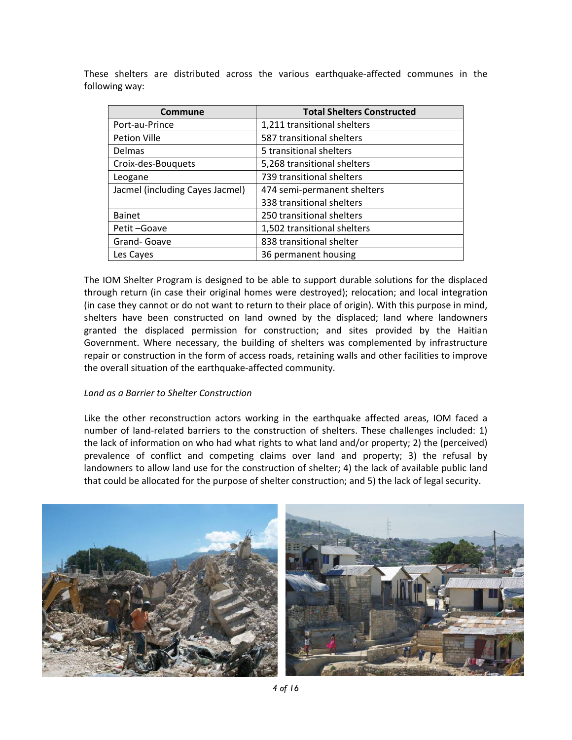These shelters are distributed across the various earthquake-affected communes in the following way:

| Commune | Total Shelters Constructed |
| --- | --- |
| Port-au-Prince | 1,211 transitional shelters |
| Petion Ville | 587 transitional shelters |
| Delmas | 5 transitional shelters |
| Croix-des-Bouquets | 5,268 transitional shelters |
| Leogane | 739 transitional shelters |
| Jacmel (including Cayes Jacmel) | 474 semi-permanent shelters<br>338 transitional shelters |
| Bainet | 250 transitional shelters |
| Petit –Goave | 1,502 transitional shelters |
| Grand- Goave | 838 transitional shelter |
| Les Cayes | 36 permanent housing |

The IOM Shelter Program is designed to be able to support durable solutions for the displaced through return (in case their original homes were destroyed); relocation; and local integration (in case they cannot or do not want to return to their place of origin). With this purpose in mind, shelters have been constructed on land owned by the displaced; land where landowners granted the displaced permission for construction; and sites provided by the Haitian Government. Where necessary, the building of shelters was complemented by infrastructure repair or construction in the form of access roads, retaining walls and other facilities to improve the overall situation of the earthquake-affected community.

*Land as a Barrier to Shelter Construction*

Like the other reconstruction actors working in the earthquake affected areas, IOM faced a number of land-related barriers to the construction of shelters. These challenges included: 1) the lack of information on who had what rights to what land and/or property; 2) the (perceived) prevalence of conflict and competing claims over land and property; 3) the refusal by landowners to allow land use for the construction of shelter; 4) the lack of available public land that could be allocated for the purpose of shelter construction; and 5) the lack of legal security.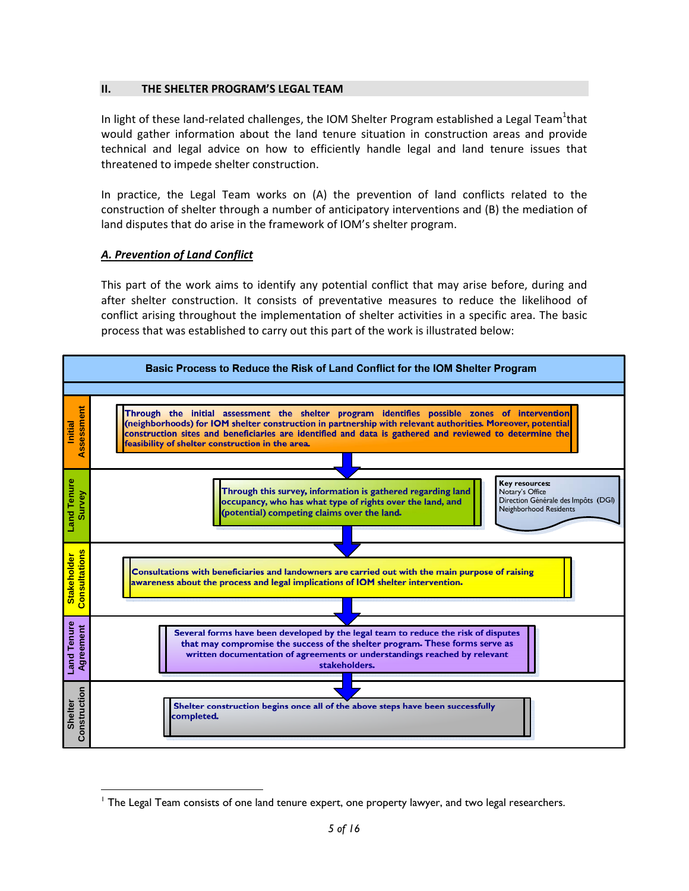## II. THE SHELTER PROGRAM'S LEGAL TEAM

In light of these land-related challenges, the IOM Shelter Program established a Legal Team[1] that would gather information about the land tenure situation in construction areas and provide technical and legal advice on how to efficiently handle legal and land tenure issues that threatened to impede shelter construction.

In practice, the Legal Team works on (A) the prevention of land conflicts related to the construction of shelter through a number of anticipatory interventions and (B) the mediation of land disputes that do arise in the framework of IOM's shelter program.

### *A. Prevention of Land Conflict*

This part of the work aims to identify any potential conflict that may arise before, during and after shelter construction. It consists of preventative measures to reduce the likelihood of conflict arising throughout the implementation of shelter activities in a specific area. The basic process that was established to carry out this part of the work is illustrated below:

**Basic Process to Reduce the Risk of Land Conflict for the IOM Shelter Program**

Initial Assessment

Through the initial assessment the shelter program identifies possible zones of intervention (neighborhoods) for IOM shelter construction in partnership with relevant authorities. Moreover, potential construction sites and beneficiaries are identified and data is gathered and reviewed to determine the feasibility of shelter construction in the area.

Land Tenure Survey

Through this survey, information is gathered regarding land occupancy, who has what type of rights over the land, and (potential) competing claims over the land.

Key resources:
Notary's Office
Direction Générale des Impôts (DGI)
Neighborhood Residents

Stakeholder Consultations

Consultations with beneficiaries and landowners are carried out with the main purpose of raising awareness about the process and legal implications of IOM shelter intervention.

Land Tenure Agreement

Several forms have been developed by the legal team to reduce the risk of disputes that may compromise the success of the shelter program. These forms serve as written documentation of agreements or understandings reached by relevant stakeholders.

Shelter Construction

Shelter construction begins once all of the above steps have been successfully completed.

---

[1] The Legal Team consists of one land tenure expert, one property lawyer, and two legal researchers.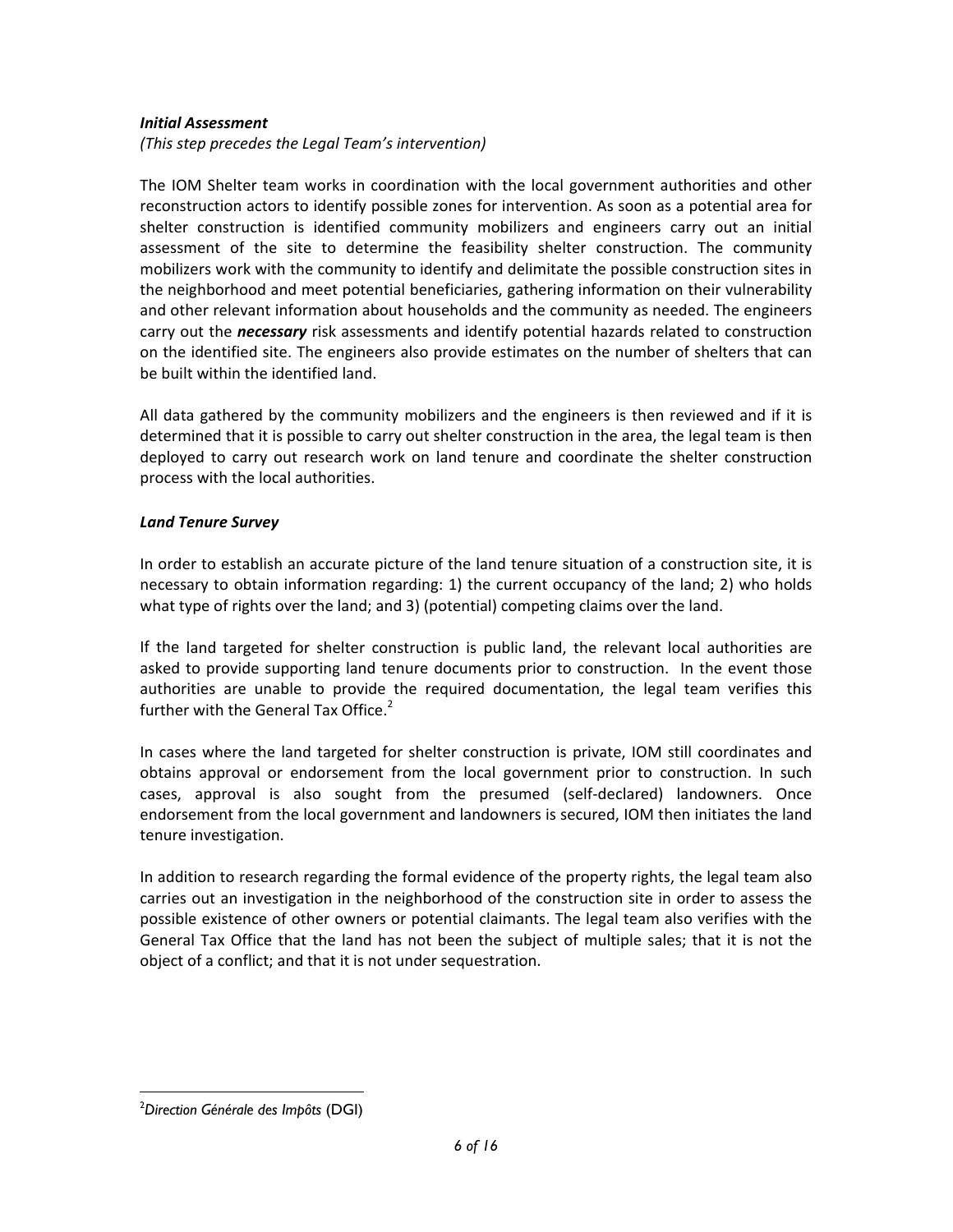***Initial Assessment***

*(This step precedes the Legal Team's intervention)*

The IOM Shelter team works in coordination with the local government authorities and other reconstruction actors to identify possible zones for intervention. As soon as a potential area for shelter construction is identified community mobilizers and engineers carry out an initial assessment of the site to determine the feasibility shelter construction. The community mobilizers work with the community to identify and delimitate the possible construction sites in the neighborhood and meet potential beneficiaries, gathering information on their vulnerability and other relevant information about households and the community as needed. The engineers carry out the ***necessary*** risk assessments and identify potential hazards related to construction on the identified site. The engineers also provide estimates on the number of shelters that can be built within the identified land.

All data gathered by the community mobilizers and the engineers is then reviewed and if it is determined that it is possible to carry out shelter construction in the area, the legal team is then deployed to carry out research work on land tenure and coordinate the shelter construction process with the local authorities.

***Land Tenure Survey***

In order to establish an accurate picture of the land tenure situation of a construction site, it is necessary to obtain information regarding: 1) the current occupancy of the land; 2) who holds what type of rights over the land; and 3) (potential) competing claims over the land.

If the land targeted for shelter construction is public land, the relevant local authorities are asked to provide supporting land tenure documents prior to construction. In the event those authorities are unable to provide the required documentation, the legal team verifies this further with the General Tax Office.[2]

In cases where the land targeted for shelter construction is private, IOM still coordinates and obtains approval or endorsement from the local government prior to construction. In such cases, approval is also sought from the presumed (self-declared) landowners. Once endorsement from the local government and landowners is secured, IOM then initiates the land tenure investigation.

In addition to research regarding the formal evidence of the property rights, the legal team also carries out an investigation in the neighborhood of the construction site in order to assess the possible existence of other owners or potential claimants. The legal team also verifies with the General Tax Office that the land has not been the subject of multiple sales; that it is not the object of a conflict; and that it is not under sequestration.

---

[2] *Direction Générale des Impôts* (DGI)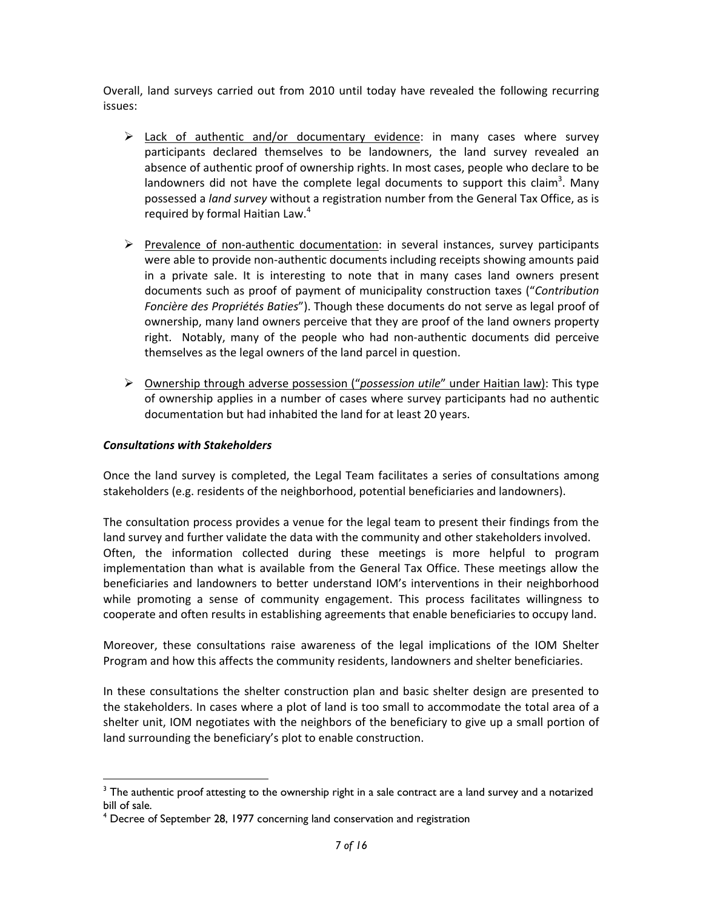Overall, land surveys carried out from 2010 until today have revealed the following recurring issues:

- Lack of authentic and/or documentary evidence: in many cases where survey participants declared themselves to be landowners, the land survey revealed an absence of authentic proof of ownership rights. In most cases, people who declare to be landowners did not have the complete legal documents to support this claim[3]. Many possessed a *land survey* without a registration number from the General Tax Office, as is required by formal Haitian Law.[4]

- Prevalence of non-authentic documentation: in several instances, survey participants were able to provide non-authentic documents including receipts showing amounts paid in a private sale. It is interesting to note that in many cases land owners present documents such as proof of payment of municipality construction taxes ("*Contribution Foncière des Propriétés Baties*"). Though these documents do not serve as legal proof of ownership, many land owners perceive that they are proof of the land owners property right. Notably, many of the people who had non-authentic documents did perceive themselves as the legal owners of the land parcel in question.

- Ownership through adverse possession ("*possession utile*" under Haitian law): This type of ownership applies in a number of cases where survey participants had no authentic documentation but had inhabited the land for at least 20 years.

***Consultations with Stakeholders***

Once the land survey is completed, the Legal Team facilitates a series of consultations among stakeholders (e.g. residents of the neighborhood, potential beneficiaries and landowners).

The consultation process provides a venue for the legal team to present their findings from the land survey and further validate the data with the community and other stakeholders involved. Often, the information collected during these meetings is more helpful to program implementation than what is available from the General Tax Office. These meetings allow the beneficiaries and landowners to better understand IOM's interventions in their neighborhood while promoting a sense of community engagement. This process facilitates willingness to cooperate and often results in establishing agreements that enable beneficiaries to occupy land.

Moreover, these consultations raise awareness of the legal implications of the IOM Shelter Program and how this affects the community residents, landowners and shelter beneficiaries.

In these consultations the shelter construction plan and basic shelter design are presented to the stakeholders. In cases where a plot of land is too small to accommodate the total area of a shelter unit, IOM negotiates with the neighbors of the beneficiary to give up a small portion of land surrounding the beneficiary's plot to enable construction.

---

[3] The authentic proof attesting to the ownership right in a sale contract are a land survey and a notarized bill of sale.

[4] Decree of September 28, 1977 concerning land conservation and registration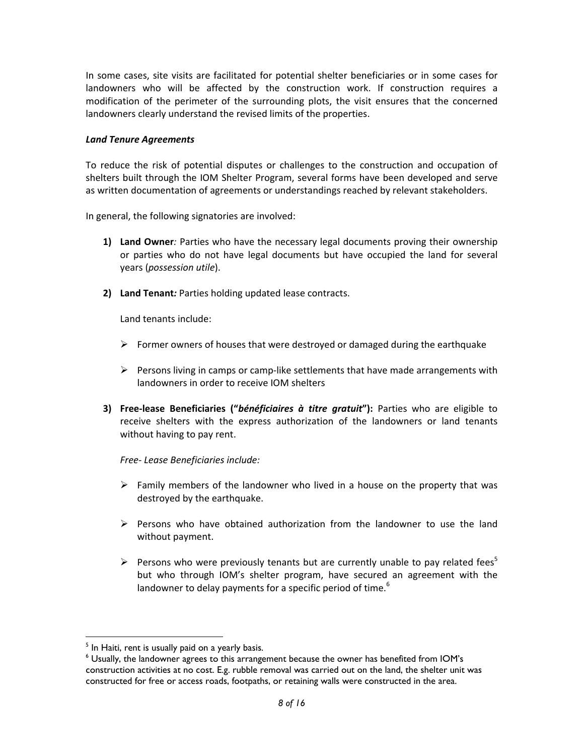In some cases, site visits are facilitated for potential shelter beneficiaries or in some cases for landowners who will be affected by the construction work. If construction requires a modification of the perimeter of the surrounding plots, the visit ensures that the concerned landowners clearly understand the revised limits of the properties.

***Land Tenure Agreements***

To reduce the risk of potential disputes or challenges to the construction and occupation of shelters built through the IOM Shelter Program, several forms have been developed and serve as written documentation of agreements or understandings reached by relevant stakeholders.

In general, the following signatories are involved:

1) **Land Owner***:* Parties who have the necessary legal documents proving their ownership or parties who do not have legal documents but have occupied the land for several years (*possession utile*).

2) **Land Tenant***:* Parties holding updated lease contracts.

   Land tenants include:

   - Former owners of houses that were destroyed or damaged during the earthquake
   - Persons living in camps or camp-like settlements that have made arrangements with landowners in order to receive IOM shelters

3) **Free-lease Beneficiaries ("*bénéficiaires à titre gratuit*"):** Parties who are eligible to receive shelters with the express authorization of the landowners or land tenants without having to pay rent.

   *Free- Lease Beneficiaries include:*

   - Family members of the landowner who lived in a house on the property that was destroyed by the earthquake.
   - Persons who have obtained authorization from the landowner to use the land without payment.
   - Persons who were previously tenants but are currently unable to pay related fees[5] but who through IOM's shelter program, have secured an agreement with the landowner to delay payments for a specific period of time.[6]

[5] In Haiti, rent is usually paid on a yearly basis.

[6] Usually, the landowner agrees to this arrangement because the owner has benefited from IOM's construction activities at no cost. E.g. rubble removal was carried out on the land, the shelter unit was constructed for free or access roads, footpaths, or retaining walls were constructed in the area.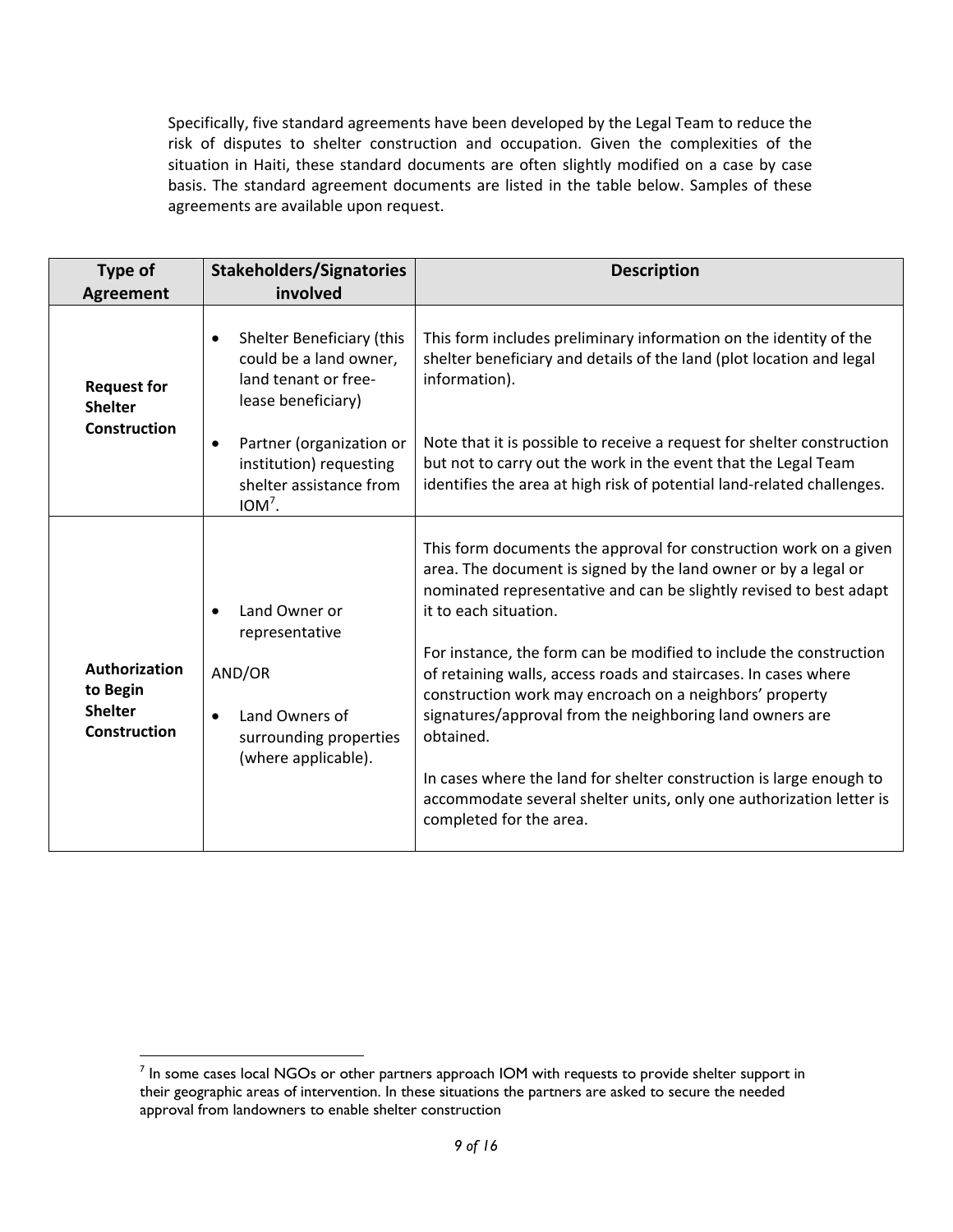Specifically, five standard agreements have been developed by the Legal Team to reduce the risk of disputes to shelter construction and occupation. Given the complexities of the situation in Haiti, these standard documents are often slightly modified on a case by case basis. The standard agreement documents are listed in the table below. Samples of these agreements are available upon request.

| Type of Agreement | Stakeholders/Signatories involved | Description |
|---|---|---|
| **Request for Shelter Construction** | • Shelter Beneficiary (this could be a land owner, land tenant or free-lease beneficiary)<br>• Partner (organization or institution) requesting shelter assistance from IOM[7]. | This form includes preliminary information on the identity of the shelter beneficiary and details of the land (plot location and legal information).<br><br>Note that it is possible to receive a request for shelter construction but not to carry out the work in the event that the Legal Team identifies the area at high risk of potential land-related challenges. |
| **Authorization to Begin Shelter Construction** | • Land Owner or representative<br><br>AND/OR<br><br>• Land Owners of surrounding properties (where applicable). | This form documents the approval for construction work on a given area. The document is signed by the land owner or by a legal or nominated representative and can be slightly revised to best adapt it to each situation.<br><br>For instance, the form can be modified to include the construction of retaining walls, access roads and staircases. In cases where construction work may encroach on a neighbors' property signatures/approval from the neighboring land owners are obtained.<br><br>In cases where the land for shelter construction is large enough to accommodate several shelter units, only one authorization letter is completed for the area. |

[7] In some cases local NGOs or other partners approach IOM with requests to provide shelter support in their geographic areas of intervention. In these situations the partners are asked to secure the needed approval from landowners to enable shelter construction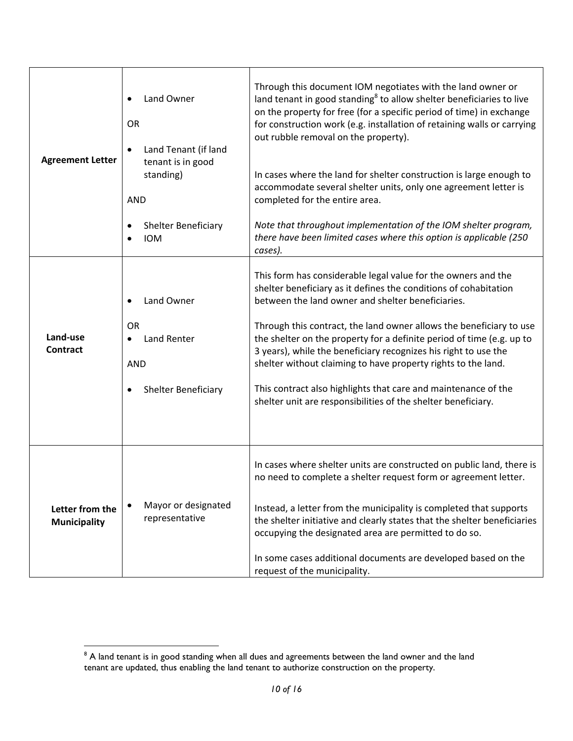| | | |
|---|---|---|
| **Agreement Letter** | • Land Owner<br><br>OR<br><br>• Land Tenant (if land tenant is in good standing)<br><br>AND<br><br>• Shelter Beneficiary<br>• IOM | Through this document IOM negotiates with the land owner or land tenant in good standing[8] to allow shelter beneficiaries to live on the property for free (for a specific period of time) in exchange for construction work (e.g. installation of retaining walls or carrying out rubble removal on the property).<br><br>In cases where the land for shelter construction is large enough to accommodate several shelter units, only one agreement letter is completed for the entire area.<br><br>*Note that throughout implementation of the IOM shelter program, there have been limited cases where this option is applicable (250 cases).* |
| **Land-use Contract** | • Land Owner<br><br>OR<br>• Land Renter<br><br>AND<br><br>• Shelter Beneficiary | This form has considerable legal value for the owners and the shelter beneficiary as it defines the conditions of cohabitation between the land owner and shelter beneficiaries.<br><br>Through this contract, the land owner allows the beneficiary to use the shelter on the property for a definite period of time (e.g. up to 3 years), while the beneficiary recognizes his right to use the shelter without claiming to have property rights to the land.<br><br>This contract also highlights that care and maintenance of the shelter unit are responsibilities of the shelter beneficiary. |
| **Letter from the Municipality** | • Mayor or designated representative | In cases where shelter units are constructed on public land, there is no need to complete a shelter request form or agreement letter.<br><br>Instead, a letter from the municipality is completed that supports the shelter initiative and clearly states that the shelter beneficiaries occupying the designated area are permitted to do so.<br><br>In some cases additional documents are developed based on the request of the municipality. |

[8] A land tenant is in good standing when all dues and agreements between the land owner and the land tenant are updated, thus enabling the land tenant to authorize construction on the property.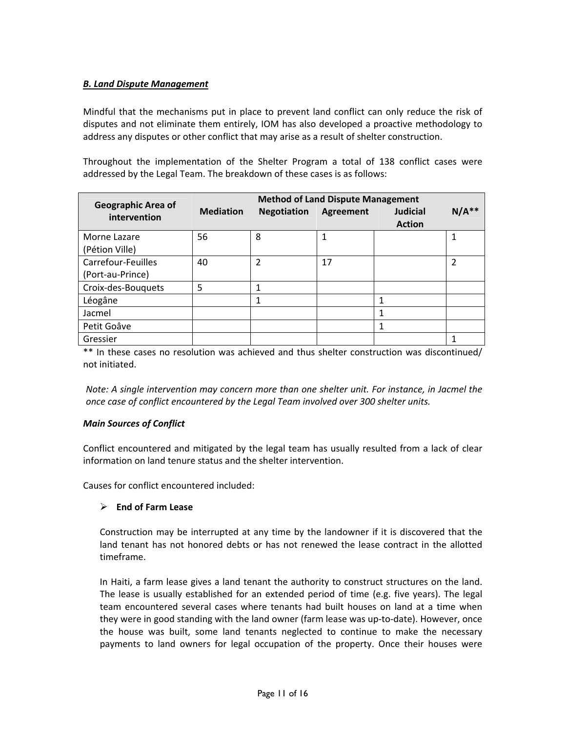***B. Land Dispute Management***

Mindful that the mechanisms put in place to prevent land conflict can only reduce the risk of disputes and not eliminate them entirely, IOM has also developed a proactive methodology to address any disputes or other conflict that may arise as a result of shelter construction.

Throughout the implementation of the Shelter Program a total of 138 conflict cases were addressed by the Legal Team. The breakdown of these cases is as follows:

| Geographic Area of intervention | Method of Land Dispute Management | | | | |
|---|---|---|---|---|---|
| | Mediation | Negotiation | Agreement | Judicial Action | N/A** |
| Morne Lazare (Pétion Ville) | 56 | 8 | 1 | | 1 |
| Carrefour-Feuilles (Port-au-Prince) | 40 | 2 | 17 | | 2 |
| Croix-des-Bouquets | 5 | 1 | | | |
| Léogâne | | 1 | | 1 | |
| Jacmel | | | | 1 | |
| Petit Goâve | | | | 1 | |
| Gressier | | | | | 1 |

** In these cases no resolution was achieved and thus shelter construction was discontinued/ not initiated.

*Note: A single intervention may concern more than one shelter unit. For instance, in Jacmel the once case of conflict encountered by the Legal Team involved over 300 shelter units.*

***Main Sources of Conflict***

Conflict encountered and mitigated by the legal team has usually resulted from a lack of clear information on land tenure status and the shelter intervention.

Causes for conflict encountered included:

- **End of Farm Lease**

  Construction may be interrupted at any time by the landowner if it is discovered that the land tenant has not honored debts or has not renewed the lease contract in the allotted timeframe.

  In Haiti, a farm lease gives a land tenant the authority to construct structures on the land. The lease is usually established for an extended period of time (e.g. five years). The legal team encountered several cases where tenants had built houses on land at a time when they were in good standing with the land owner (farm lease was up-to-date). However, once the house was built, some land tenants neglected to continue to make the necessary payments to land owners for legal occupation of the property. Once their houses were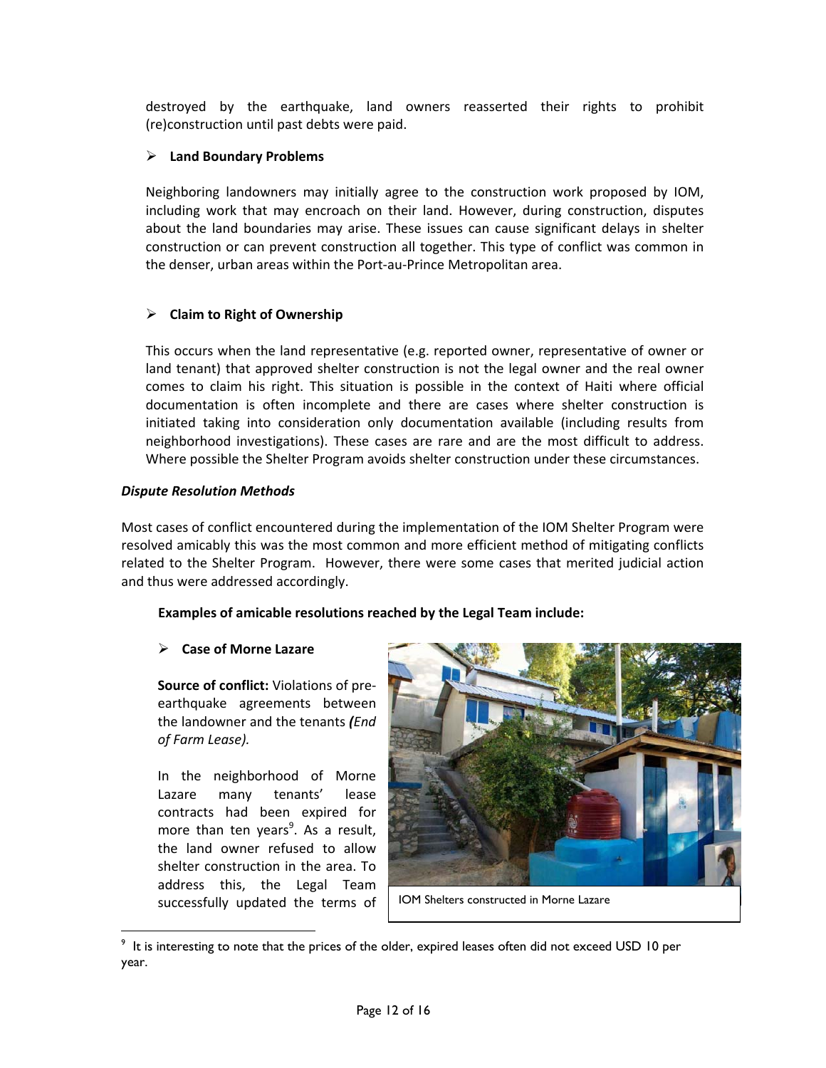destroyed by the earthquake, land owners reasserted their rights to prohibit (re)construction until past debts were paid.

- **Land Boundary Problems**

Neighboring landowners may initially agree to the construction work proposed by IOM, including work that may encroach on their land. However, during construction, disputes about the land boundaries may arise. These issues can cause significant delays in shelter construction or can prevent construction all together. This type of conflict was common in the denser, urban areas within the Port-au-Prince Metropolitan area.

- **Claim to Right of Ownership**

This occurs when the land representative (e.g. reported owner, representative of owner or land tenant) that approved shelter construction is not the legal owner and the real owner comes to claim his right. This situation is possible in the context of Haiti where official documentation is often incomplete and there are cases where shelter construction is initiated taking into consideration only documentation available (including results from neighborhood investigations). These cases are rare and are the most difficult to address. Where possible the Shelter Program avoids shelter construction under these circumstances.

***Dispute Resolution Methods***

Most cases of conflict encountered during the implementation of the IOM Shelter Program were resolved amicably this was the most common and more efficient method of mitigating conflicts related to the Shelter Program. However, there were some cases that merited judicial action and thus were addressed accordingly.

**Examples of amicable resolutions reached by the Legal Team include:**

- **Case of Morne Lazare**

**Source of conflict:** Violations of pre-earthquake agreements between the landowner and the tenants ***(End of Farm Lease).***

In the neighborhood of Morne Lazare many tenants' lease contracts had been expired for more than ten years[9]. As a result, the land owner refused to allow shelter construction in the area. To address this, the Legal Team successfully updated the terms of

IOM Shelters constructed in Morne Lazare

[9] It is interesting to note that the prices of the older, expired leases often did not exceed USD 10 per year.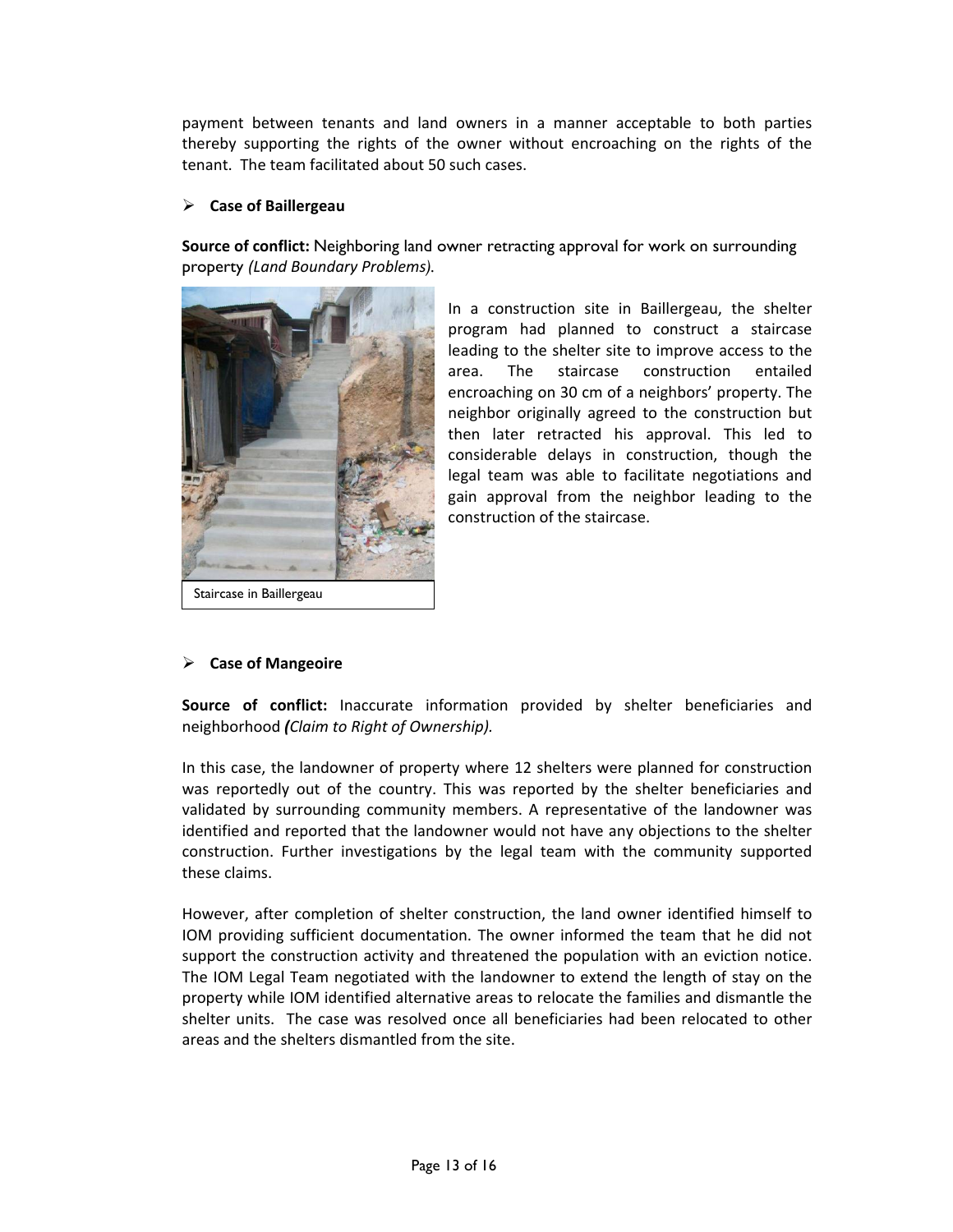payment between tenants and land owners in a manner acceptable to both parties thereby supporting the rights of the owner without encroaching on the rights of the tenant. The team facilitated about 50 such cases.

- **Case of Baillergeau**

**Source of conflict:** Neighboring land owner retracting approval for work on surrounding property *(Land Boundary Problems).*

Staircase in Baillergeau

In a construction site in Baillergeau, the shelter program had planned to construct a staircase leading to the shelter site to improve access to the area. The staircase construction entailed encroaching on 30 cm of a neighbors' property. The neighbor originally agreed to the construction but then later retracted his approval. This led to considerable delays in construction, though the legal team was able to facilitate negotiations and gain approval from the neighbor leading to the construction of the staircase.

- **Case of Mangeoire**

**Source of conflict:** Inaccurate information provided by shelter beneficiaries and neighborhood ***(****Claim to Right of Ownership).*

In this case, the landowner of property where 12 shelters were planned for construction was reportedly out of the country. This was reported by the shelter beneficiaries and validated by surrounding community members. A representative of the landowner was identified and reported that the landowner would not have any objections to the shelter construction. Further investigations by the legal team with the community supported these claims.

However, after completion of shelter construction, the land owner identified himself to IOM providing sufficient documentation. The owner informed the team that he did not support the construction activity and threatened the population with an eviction notice. The IOM Legal Team negotiated with the landowner to extend the length of stay on the property while IOM identified alternative areas to relocate the families and dismantle the shelter units. The case was resolved once all beneficiaries had been relocated to other areas and the shelters dismantled from the site.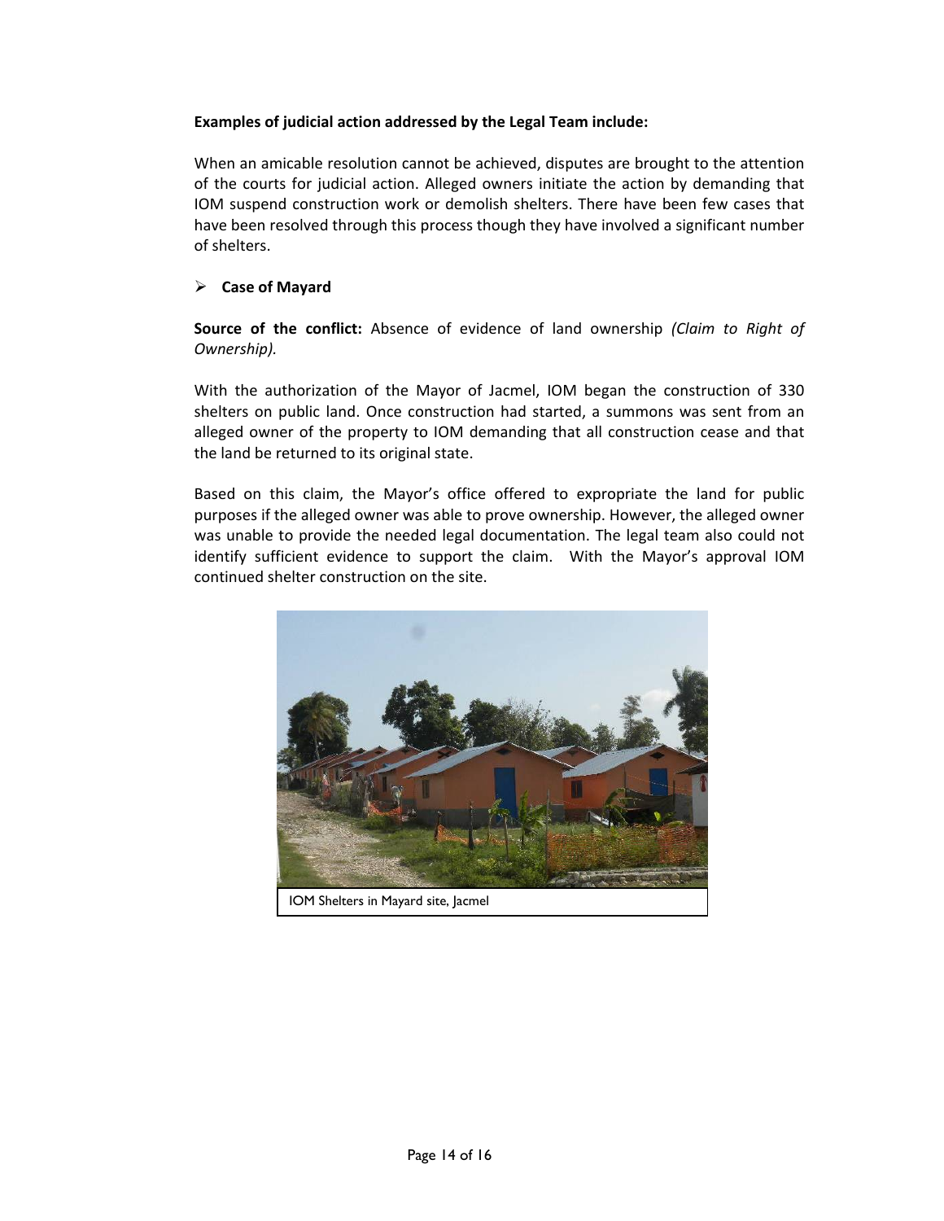**Examples of judicial action addressed by the Legal Team include:**

When an amicable resolution cannot be achieved, disputes are brought to the attention of the courts for judicial action. Alleged owners initiate the action by demanding that IOM suspend construction work or demolish shelters. There have been few cases that have been resolved through this process though they have involved a significant number of shelters.

- **Case of Mayard**

**Source of the conflict:** Absence of evidence of land ownership *(Claim to Right of Ownership).*

With the authorization of the Mayor of Jacmel, IOM began the construction of 330 shelters on public land. Once construction had started, a summons was sent from an alleged owner of the property to IOM demanding that all construction cease and that the land be returned to its original state.

Based on this claim, the Mayor's office offered to expropriate the land for public purposes if the alleged owner was able to prove ownership. However, the alleged owner was unable to provide the needed legal documentation. The legal team also could not identify sufficient evidence to support the claim. With the Mayor's approval IOM continued shelter construction on the site.

IOM Shelters in Mayard site, Jacmel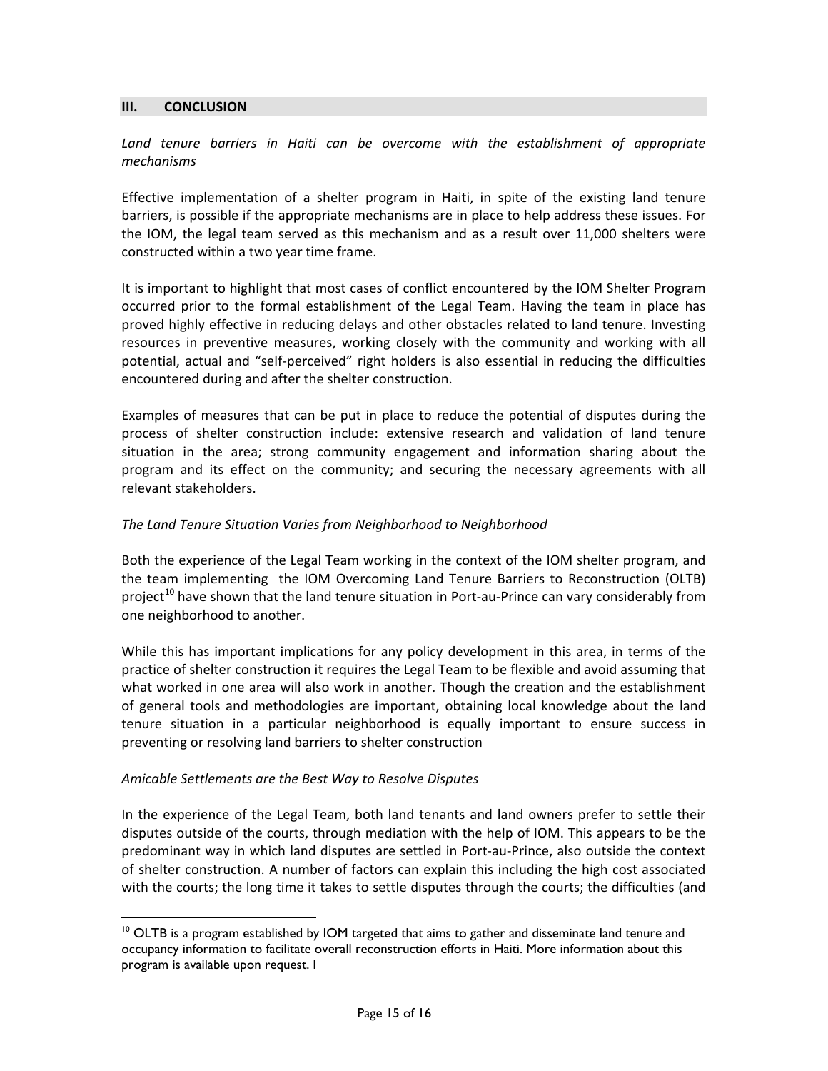## III. CONCLUSION

*Land tenure barriers in Haiti can be overcome with the establishment of appropriate mechanisms*

Effective implementation of a shelter program in Haiti, in spite of the existing land tenure barriers, is possible if the appropriate mechanisms are in place to help address these issues. For the IOM, the legal team served as this mechanism and as a result over 11,000 shelters were constructed within a two year time frame.

It is important to highlight that most cases of conflict encountered by the IOM Shelter Program occurred prior to the formal establishment of the Legal Team. Having the team in place has proved highly effective in reducing delays and other obstacles related to land tenure. Investing resources in preventive measures, working closely with the community and working with all potential, actual and "self-perceived" right holders is also essential in reducing the difficulties encountered during and after the shelter construction.

Examples of measures that can be put in place to reduce the potential of disputes during the process of shelter construction include: extensive research and validation of land tenure situation in the area; strong community engagement and information sharing about the program and its effect on the community; and securing the necessary agreements with all relevant stakeholders.

*The Land Tenure Situation Varies from Neighborhood to Neighborhood*

Both the experience of the Legal Team working in the context of the IOM shelter program, and the team implementing the IOM Overcoming Land Tenure Barriers to Reconstruction (OLTB) project[10] have shown that the land tenure situation in Port-au-Prince can vary considerably from one neighborhood to another.

While this has important implications for any policy development in this area, in terms of the practice of shelter construction it requires the Legal Team to be flexible and avoid assuming that what worked in one area will also work in another. Though the creation and the establishment of general tools and methodologies are important, obtaining local knowledge about the land tenure situation in a particular neighborhood is equally important to ensure success in preventing or resolving land barriers to shelter construction

*Amicable Settlements are the Best Way to Resolve Disputes*

In the experience of the Legal Team, both land tenants and land owners prefer to settle their disputes outside of the courts, through mediation with the help of IOM. This appears to be the predominant way in which land disputes are settled in Port-au-Prince, also outside the context of shelter construction. A number of factors can explain this including the high cost associated with the courts; the long time it takes to settle disputes through the courts; the difficulties (and

[10] OLTB is a program established by IOM targeted that aims to gather and disseminate land tenure and occupancy information to facilitate overall reconstruction efforts in Haiti. More information about this program is available upon request. l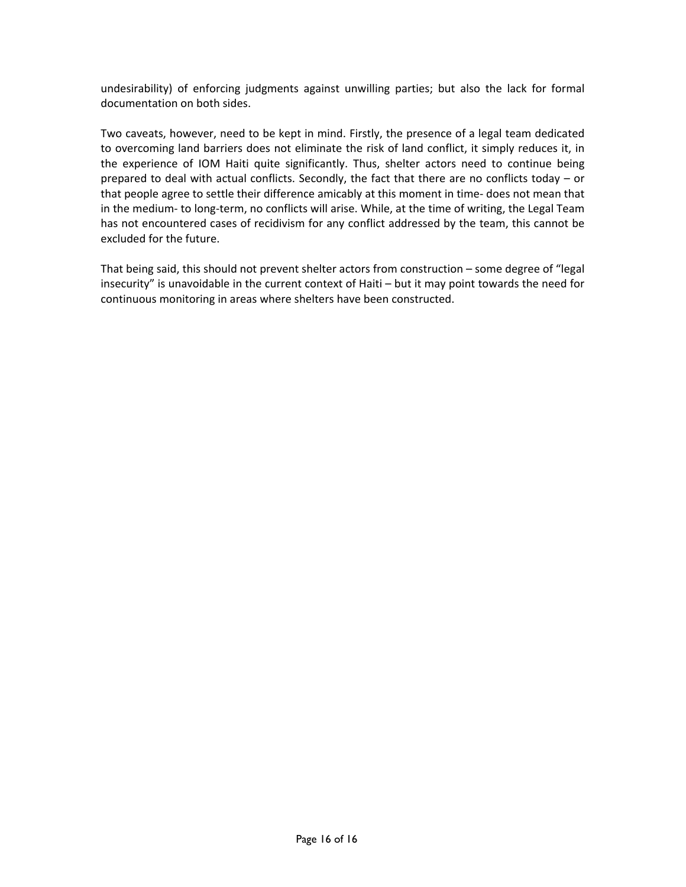undesirability) of enforcing judgments against unwilling parties; but also the lack for formal documentation on both sides.

Two caveats, however, need to be kept in mind. Firstly, the presence of a legal team dedicated to overcoming land barriers does not eliminate the risk of land conflict, it simply reduces it, in the experience of IOM Haiti quite significantly. Thus, shelter actors need to continue being prepared to deal with actual conflicts. Secondly, the fact that there are no conflicts today – or that people agree to settle their difference amicably at this moment in time- does not mean that in the medium- to long-term, no conflicts will arise. While, at the time of writing, the Legal Team has not encountered cases of recidivism for any conflict addressed by the team, this cannot be excluded for the future.

That being said, this should not prevent shelter actors from construction – some degree of "legal insecurity" is unavoidable in the current context of Haiti – but it may point towards the need for continuous monitoring in areas where shelters have been constructed.